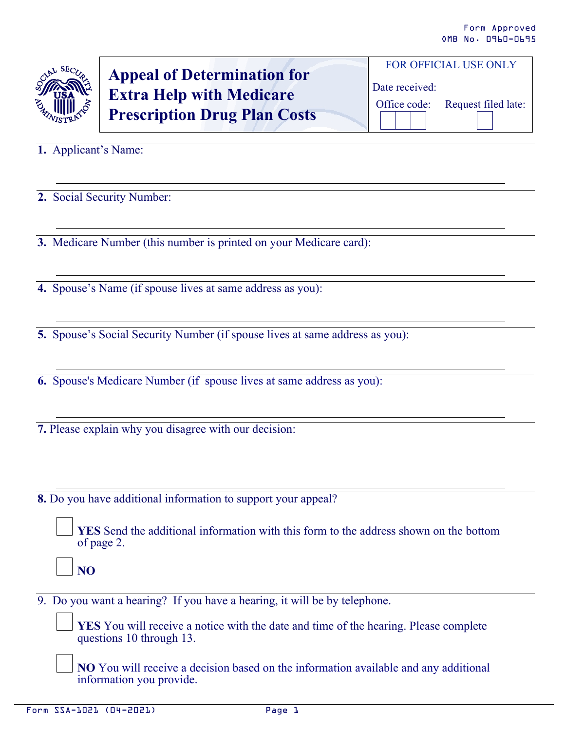Form Approved
OMB No. 0960-0695

# Appeal of Determination for Extra Help with Medicare Prescription Drug Plan Costs

FOR OFFICIAL USE ONLY

Date received:

Office code: Request filed late:

**1.** Applicant's Name:

**2.** Social Security Number:

**3.** Medicare Number (this number is printed on your Medicare card):

**4.** Spouse's Name (if spouse lives at same address as you):

**5.** Spouse's Social Security Number (if spouse lives at same address as you):

**6.** Spouse's Medicare Number (if spouse lives at same address as you):

**7.** Please explain why you disagree with our decision:

**8.** Do you have additional information to support your appeal?

- ☐ **YES** Send the additional information with this form to the address shown on the bottom of page 2.
- ☐ **NO**

9. Do you want a hearing? If you have a hearing, it will be by telephone.

- ☐ **YES** You will receive a notice with the date and time of the hearing. Please complete questions 10 through 13.
- ☐ **NO** You will receive a decision based on the information available and any additional information you provide.

Form SSA-1021 (04-2021)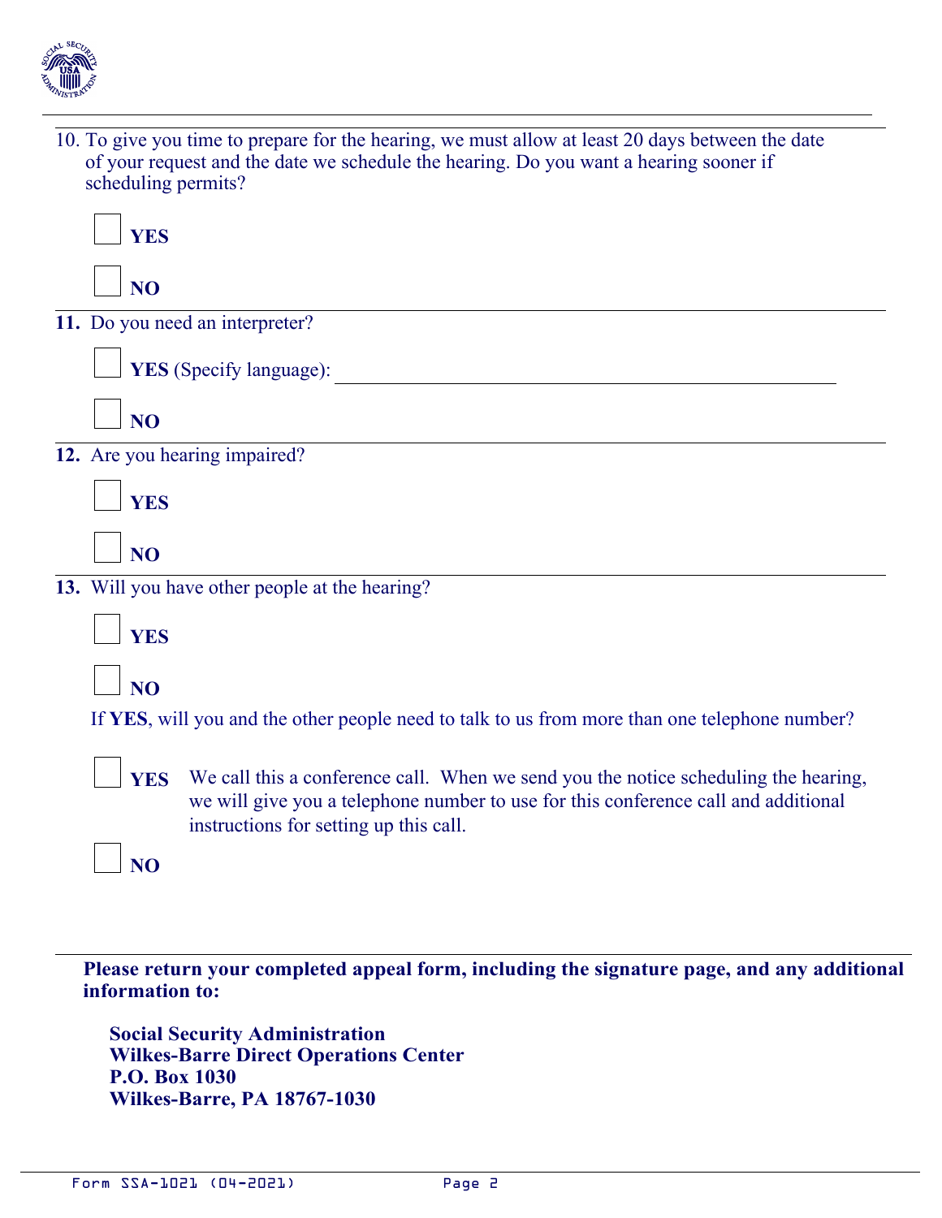10. To give you time to prepare for the hearing, we must allow at least 20 days between the date of your request and the date we schedule the hearing. Do you want a hearing sooner if scheduling permits?

☐ **YES**

☐ **NO**

**11.** Do you need an interpreter?

☐ **YES** (Specify language): ____________________________________________

☐ **NO**

**12.** Are you hearing impaired?

☐ **YES**

☐ **NO**

**13.** Will you have other people at the hearing?

☐ **YES**

☐ **NO**

If **YES**, will you and the other people need to talk to us from more than one telephone number?

☐ **YES** We call this a conference call. When we send you the notice scheduling the hearing, we will give you a telephone number to use for this conference call and additional instructions for setting up this call.

☐ **NO**

**Please return your completed appeal form, including the signature page, and any additional information to:**

**Social Security Administration**
**Wilkes-Barre Direct Operations Center**
**P.O. Box 1030**
**Wilkes-Barre, PA 18767-1030**

Form SSA-1021 (04-2021)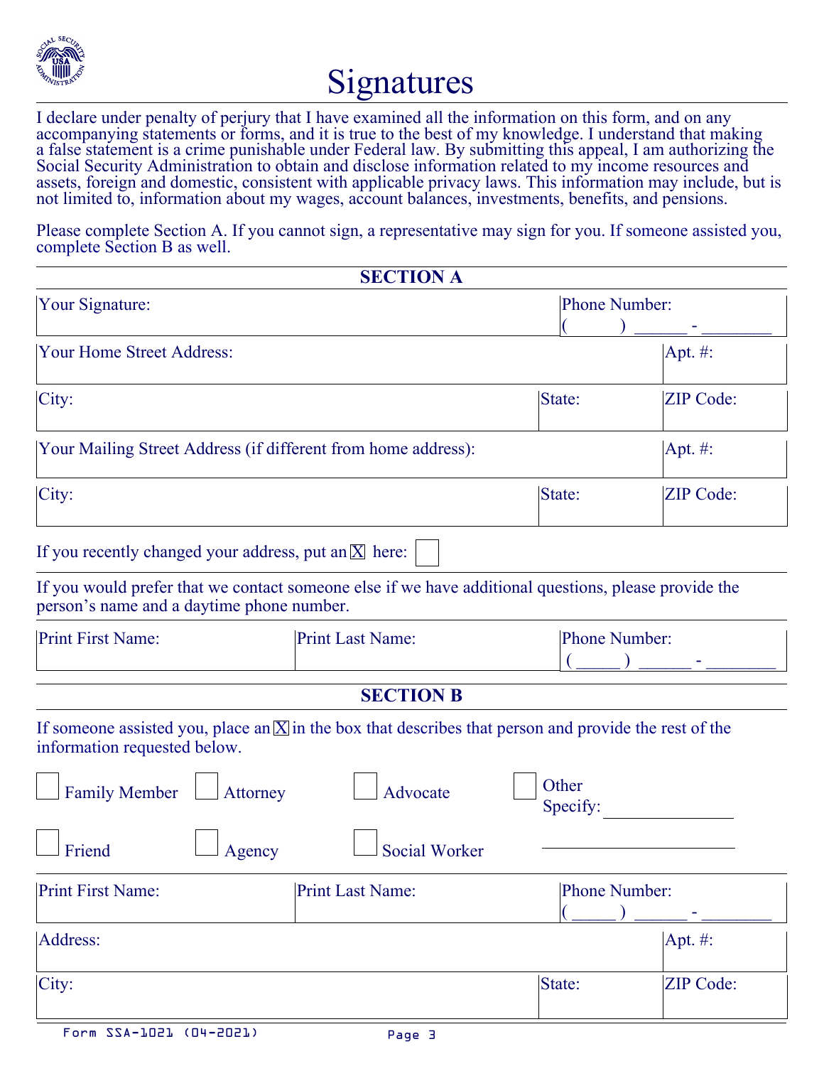# Signatures

I declare under penalty of perjury that I have examined all the information on this form, and on any accompanying statements or forms, and it is true to the best of my knowledge. I understand that making a false statement is a crime punishable under Federal law. By submitting this appeal, I am authorizing the Social Security Administration to obtain and disclose information related to my income resources and assets, foreign and domestic, consistent with applicable privacy laws. This information may include, but is not limited to, information about my wages, account balances, investments, benefits, and pensions.

Please complete Section A. If you cannot sign, a representative may sign for you. If someone assisted you, complete Section B as well.

## SECTION A

| Your Signature: | | Phone Number: ( ) ______ - ________ |
|---|---|---|
| Your Home Street Address: | | Apt. #: |
| City: | State: | ZIP Code: |
| Your Mailing Street Address (if different from home address): | | Apt. #: |
| City: | State: | ZIP Code: |

If you recently changed your address, put an X here: ☐

If you would prefer that we contact someone else if we have additional questions, please provide the person's name and a daytime phone number.

| Print First Name: | Print Last Name: | Phone Number: ( _____ ) ______ - ________ |
|---|---|---|

## SECTION B

If someone assisted you, place an X in the box that describes that person and provide the rest of the information requested below.

- ☐ Family Member
- ☐ Attorney
- ☐ Advocate
- ☐ Other Specify: ______________
- ☐ Friend
- ☐ Agency
- ☐ Social Worker

| Print First Name: | Print Last Name: | Phone Number: ( _____ ) ______ - ________ |
|---|---|---|
| Address: | | Apt. #: |
| City: | State: | ZIP Code: |

Form SSA-1021 (04-2021)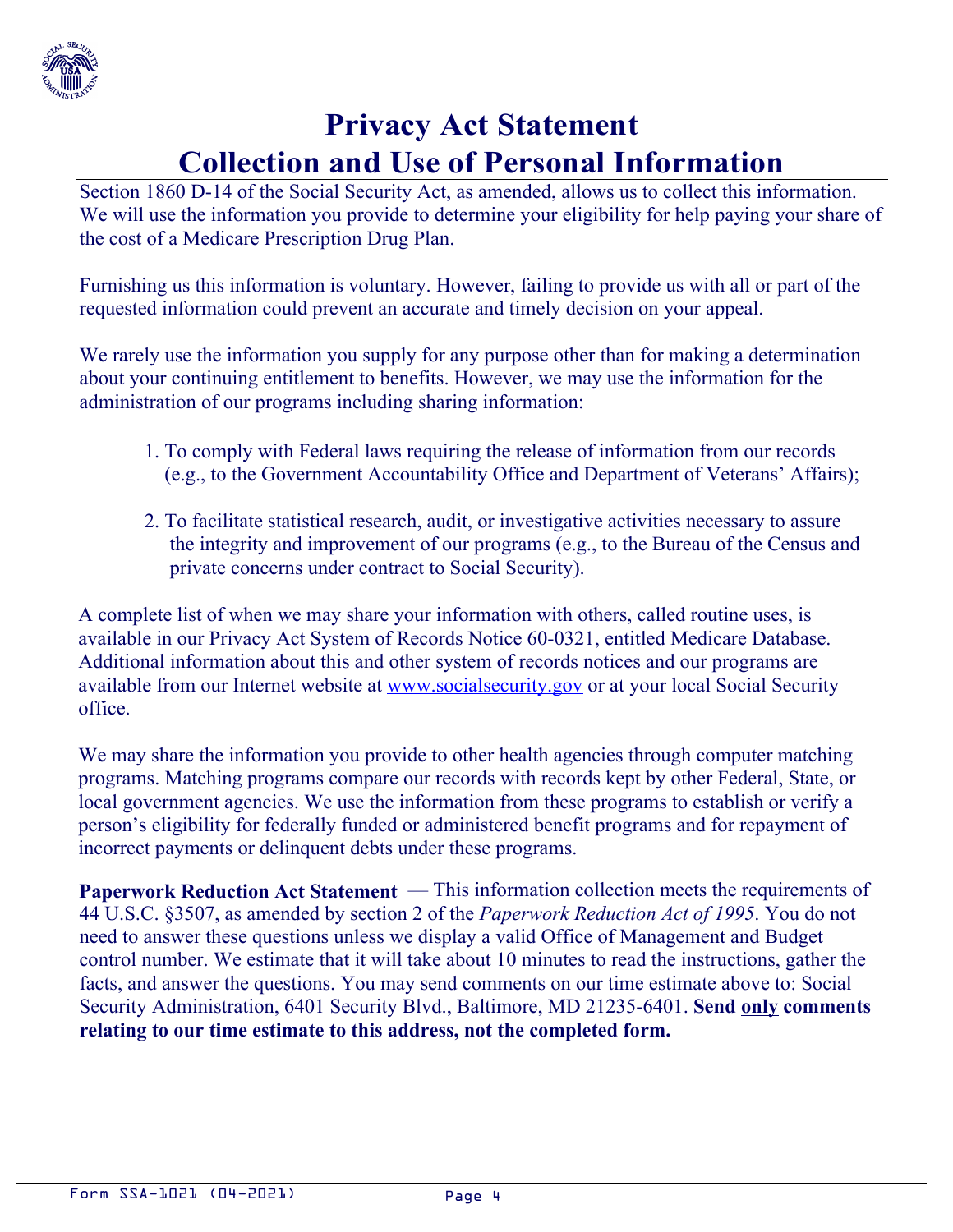# Privacy Act Statement
# Collection and Use of Personal Information

Section 1860 D-14 of the Social Security Act, as amended, allows us to collect this information. We will use the information you provide to determine your eligibility for help paying your share of the cost of a Medicare Prescription Drug Plan.

Furnishing us this information is voluntary. However, failing to provide us with all or part of the requested information could prevent an accurate and timely decision on your appeal.

We rarely use the information you supply for any purpose other than for making a determination about your continuing entitlement to benefits. However, we may use the information for the administration of our programs including sharing information:

1. To comply with Federal laws requiring the release of information from our records (e.g., to the Government Accountability Office and Department of Veterans' Affairs);
2. To facilitate statistical research, audit, or investigative activities necessary to assure the integrity and improvement of our programs (e.g., to the Bureau of the Census and private concerns under contract to Social Security).

A complete list of when we may share your information with others, called routine uses, is available in our Privacy Act System of Records Notice 60-0321, entitled Medicare Database. Additional information about this and other system of records notices and our programs are available from our Internet website at www.socialsecurity.gov or at your local Social Security office.

We may share the information you provide to other health agencies through computer matching programs. Matching programs compare our records with records kept by other Federal, State, or local government agencies. We use the information from these programs to establish or verify a person's eligibility for federally funded or administered benefit programs and for repayment of incorrect payments or delinquent debts under these programs.

**Paperwork Reduction Act Statement** — This information collection meets the requirements of 44 U.S.C. §3507, as amended by section 2 of the *Paperwork Reduction Act of 1995*. You do not need to answer these questions unless we display a valid Office of Management and Budget control number. We estimate that it will take about 10 minutes to read the instructions, gather the facts, and answer the questions. You may send comments on our time estimate above to: Social Security Administration, 6401 Security Blvd., Baltimore, MD 21235-6401. **Send only comments relating to our time estimate to this address, not the completed form.**

Form SSA-1021 (04-2021)